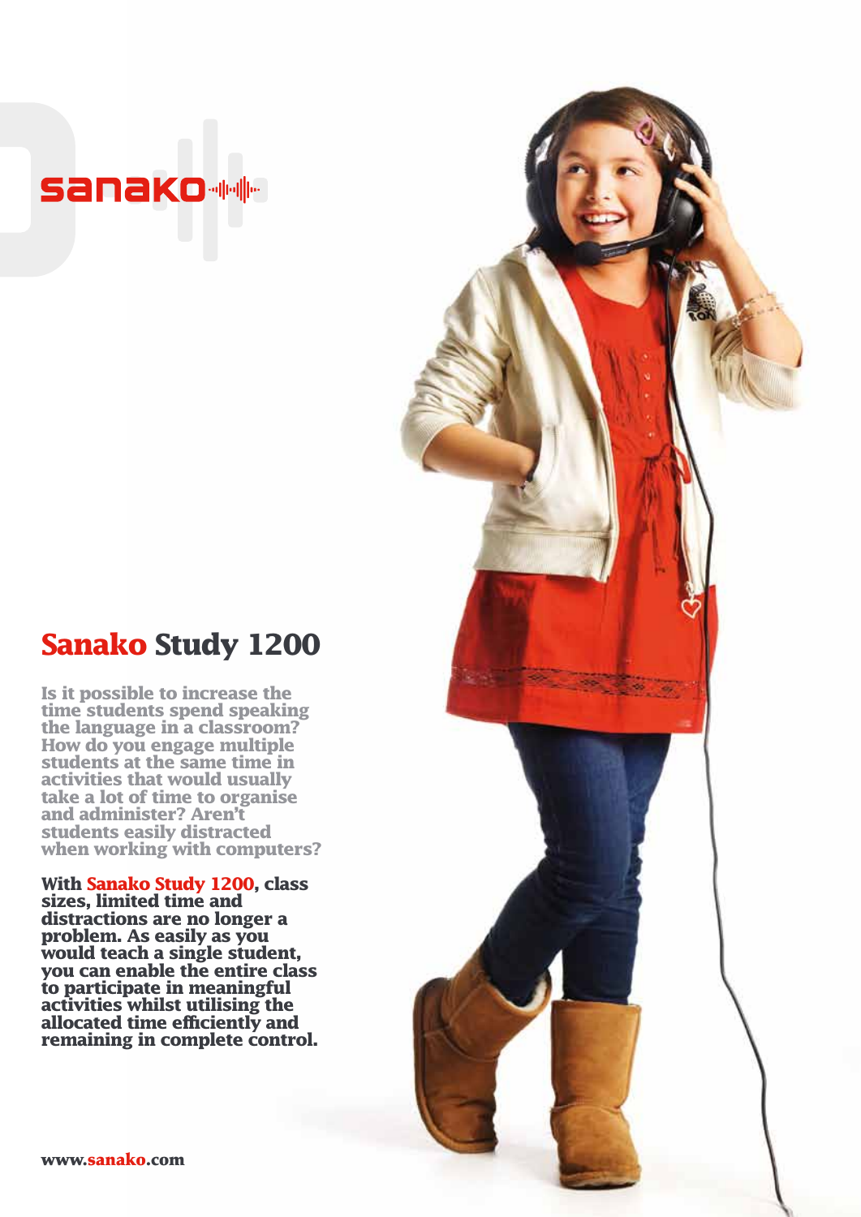sanako

# Sanako Study 1200

**Is it possible to increase the time students spend speaking the language in a classroom? How do you engage multiple students at the same time in activities that would usually take a lot of time to organise and administer? Aren't students easily distracted when working with computers?**

**With Sanako Study 1200, class sizes, limited time and distractions are no longer a problem. As easily as you would teach a single student, you can enable the entire class to participate in meaningful activities whilst utilising the allocated time efficiently and remaining in complete control.**

www.sanako.com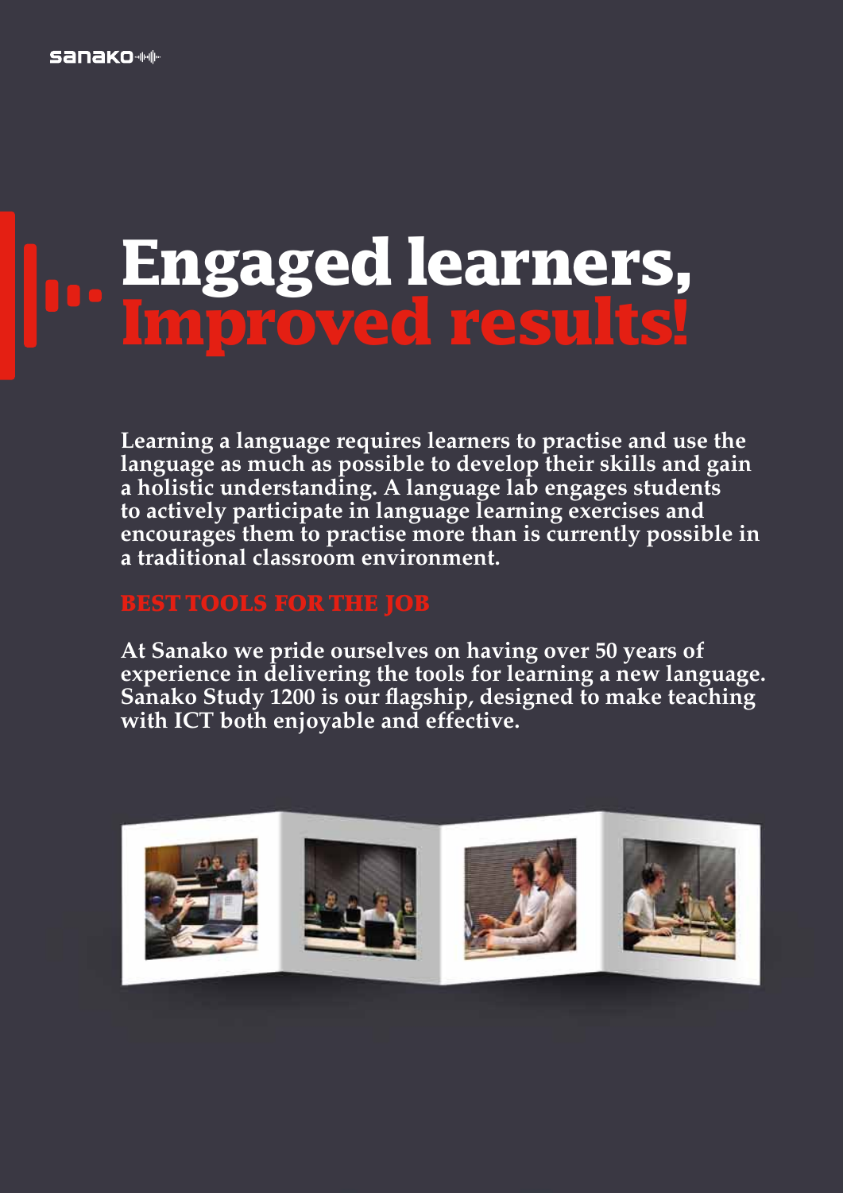# Engaged learners, Improved results!

**Learning a language requires learners to practise and use the language as much as possible to develop their skills and gain a holistic understanding. A language lab engages students to actively participate in language learning exercises and encourages them to practise more than is currently possible in a traditional classroom environment.**

## BEST TOOLS FOR THE JOB

**At Sanako we pride ourselves on having over 50 years of experience in delivering the tools for learning a new language. Sanako Study 1200 is our flagship, designed to make teaching with ICT both enjoyable and effective.**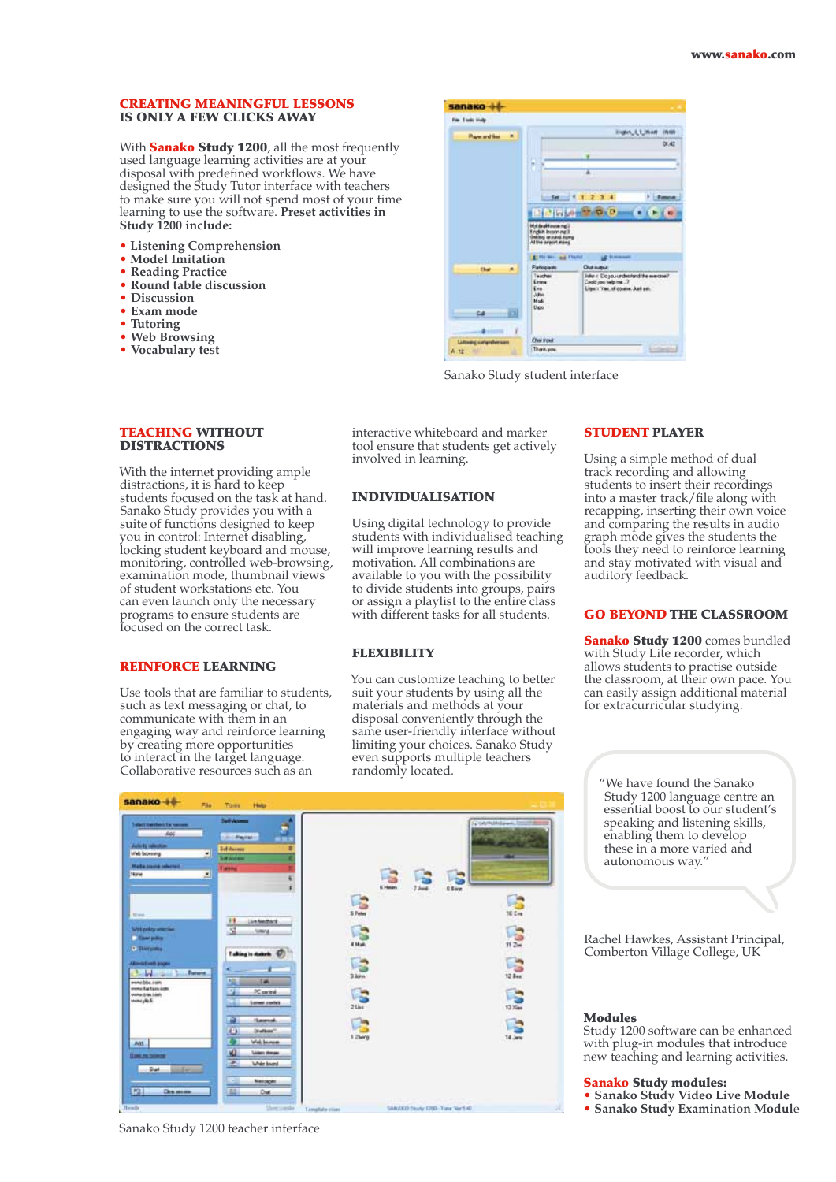## CREATING MEANINGFUL LESSONS IS ONLY A FEW CLICKS AWAY

With **Sanako Study 1200**, all the most frequently used language learning activities are at your disposal with predefined workflows. We have designed the Study Tutor interface with teachers to make sure you will not spend most of your time learning to use the software. **Preset activities in Study 1200 include:**

- **Listening Comprehension**
- **Model Imitation**
- **Reading Practice**
- **Round table discussion**
- **Discussion**
- **Exam mode**
- **Tutoring**
- **Web Browsing**
- **Vocabulary test**

Sanako Study student interface

## TEACHING WITHOUT DISTRACTIONS

With the internet providing ample distractions, it is hard to keep students focused on the task at hand. Sanako Study provides you with a suite of functions designed to keep you in control: Internet disabling, locking student keyboard and mouse, monitoring, controlled web-browsing, examination mode, thumbnail views of student workstations etc. You can even launch only the necessary programs to ensure students are focused on the correct task.

## REINFORCE LEARNING

Use tools that are familiar to students, such as text messaging or chat, to communicate with them in an engaging way and reinforce learning by creating more opportunities to interact in the target language. Collaborative resources such as an interactive whiteboard and marker tool ensure that students get actively involved in learning.

## INDIVIDUALISATION

Using digital technology to provide students with individualised teaching will improve learning results and motivation. All combinations are available to you with the possibility to divide students into groups, pairs or assign a playlist to the entire class with different tasks for all students.

## FLEXIBILITY

You can customize teaching to better suit your students by using all the materials and methods at your disposal conveniently through the same user-friendly interface without limiting your choices. Sanako Study even supports multiple teachers randomly located.

## STUDENT PLAYER

Using a simple method of dual track recording and allowing students to insert their recordings into a master track/file along with recapping, inserting their own voice and comparing the results in audio graph mode gives the students the tools they need to reinforce learning and stay motivated with visual and auditory feedback.

## GO BEYOND THE CLASSROOM

**Sanako Study 1200** comes bundled with Study Lite recorder, which allows students to practise outside the classroom, at their own pace. You can easily assign additional material for extracurricular studying.

"We have found the Sanako Study 1200 language centre an essential boost to our student's speaking and listening skills, enabling them to develop these in a more varied and autonomous way."

Rachel Hawkes, Assistant Principal, Comberton Village College, UK

Sanako Study 1200 teacher interface

**Modules**

Study 1200 software can be enhanced with plug-in modules that introduce new teaching and learning activities.

**Sanako Study modules:**

- **Sanako Study Video Live Module**
- **Sanako Study Examination Module**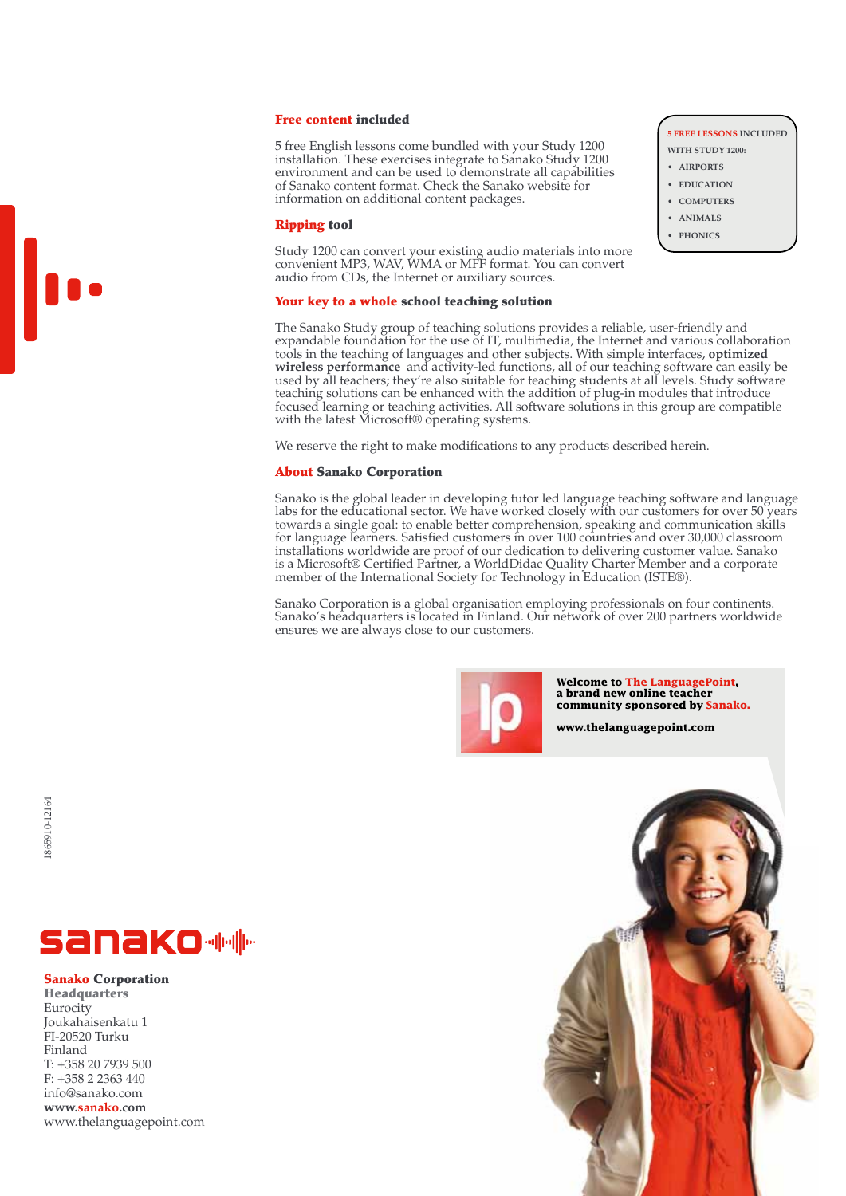## Free content included

5 free English lessons come bundled with your Study 1200 installation. These exercises integrate to Sanako Study 1200 environment and can be used to demonstrate all capabilities of Sanako content format. Check the Sanako website for information on additional content packages.

**5 FREE LESSONS INCLUDED WITH STUDY 1200:**

- AIRPORTS
- EDUCATION
- COMPUTERS
- ANIMALS
- PHONICS

## Ripping tool

Study 1200 can convert your existing audio materials into more convenient MP3, WAV, WMA or MFF format. You can convert audio from CDs, the Internet or auxiliary sources.

## Your key to a whole school teaching solution

The Sanako Study group of teaching solutions provides a reliable, user-friendly and expandable foundation for the use of IT, multimedia, the Internet and various collaboration tools in the teaching of languages and other subjects. With simple interfaces, **optimized wireless performance** and activity-led functions, all of our teaching software can easily be used by all teachers; they're also suitable for teaching students at all levels. Study software teaching solutions can be enhanced with the addition of plug-in modules that introduce focused learning or teaching activities. All software solutions in this group are compatible with the latest Microsoft® operating systems.

We reserve the right to make modifications to any products described herein.

## About Sanako Corporation

Sanako is the global leader in developing tutor led language teaching software and language labs for the educational sector. We have worked closely with our customers for over 50 years towards a single goal: to enable better comprehension, speaking and communication skills for language learners. Satisfied customers in over 100 countries and over 30,000 classroom installations worldwide are proof of our dedication to delivering customer value. Sanako is a Microsoft® Certified Partner, a WorldDidac Quality Charter Member and a corporate member of the International Society for Technology in Education (ISTE®).

Sanako Corporation is a global organisation employing professionals on four continents. Sanako's headquarters is located in Finland. Our network of over 200 partners worldwide ensures we are always close to our customers.

**Welcome to The LanguagePoint, a brand new online teacher community sponsored by Sanako.**

**www.thelanguagepoint.com**

1865910-12164

**Sanako Corporation**
**Headquarters**
Eurocity
Joukahaisenkatu 1
FI-20520 Turku
Finland
T: +358 20 7939 500
F: +358 2 2363 440
info@sanako.com
**www.sanako.com**
www.thelanguagepoint.com